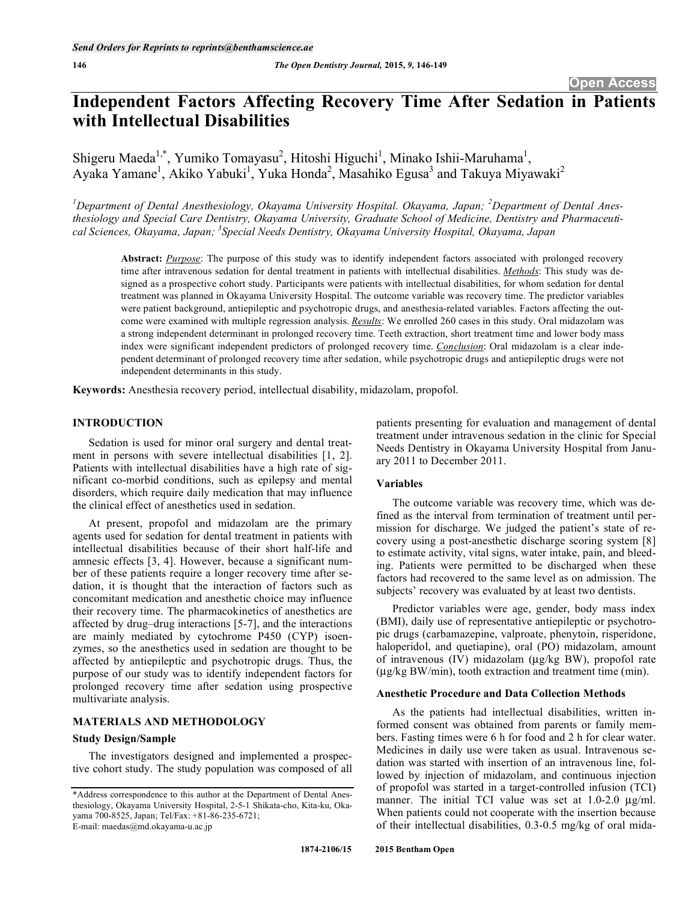# Independent Factors Affecting Recovery Time After Sedation in Patients with Intellectual Disabilities

Shigeru Maeda[1,*], Yumiko Tomayasu[2], Hitoshi Higuchi[1], Minako Ishii-Maruhama[1], Ayaka Yamane[1], Akiko Yabuki[1], Yuka Honda[2], Masahiko Egusa[3] and Takuya Miyawaki[2]

[1]*Department of Dental Anesthesiology, Okayama University Hospital. Okayama, Japan;* [2]*Department of Dental Anesthesiology and Special Care Dentistry, Okayama University, Graduate School of Medicine, Dentistry and Pharmaceutical Sciences, Okayama, Japan;* [3]*Special Needs Dentistry, Okayama University Hospital, Okayama, Japan*

**Abstract:** ***Purpose***: The purpose of this study was to identify independent factors associated with prolonged recovery time after intravenous sedation for dental treatment in patients with intellectual disabilities. ***Methods***: This study was designed as a prospective cohort study. Participants were patients with intellectual disabilities, for whom sedation for dental treatment was planned in Okayama University Hospital. The outcome variable was recovery time. The predictor variables were patient background, antiepileptic and psychotropic drugs, and anesthesia-related variables. Factors affecting the outcome were examined with multiple regression analysis. ***Results***: We enrolled 260 cases in this study. Oral midazolam was a strong independent determinant in prolonged recovery time. Teeth extraction, short treatment time and lower body mass index were significant independent predictors of prolonged recovery time. ***Conclusion***: Oral midazolam is a clear independent determinant of prolonged recovery time after sedation, while psychotropic drugs and antiepileptic drugs were not independent determinants in this study.

**Keywords:** Anesthesia recovery period, intellectual disability, midazolam, propofol.

## INTRODUCTION

Sedation is used for minor oral surgery and dental treatment in persons with severe intellectual disabilities [1, 2]. Patients with intellectual disabilities have a high rate of significant co-morbid conditions, such as epilepsy and mental disorders, which require daily medication that may influence the clinical effect of anesthetics used in sedation.

At present, propofol and midazolam are the primary agents used for sedation for dental treatment in patients with intellectual disabilities because of their short half-life and amnesic effects [3, 4]. However, because a significant number of these patients require a longer recovery time after sedation, it is thought that the interaction of factors such as concomitant medication and anesthetic choice may influence their recovery time. The pharmacokinetics of anesthetics are affected by drug–drug interactions [5-7], and the interactions are mainly mediated by cytochrome P450 (CYP) isoenzymes, so the anesthetics used in sedation are thought to be affected by antiepileptic and psychotropic drugs. Thus, the purpose of our study was to identify independent factors for prolonged recovery time after sedation using prospective multivariate analysis.

## MATERIALS AND METHODOLOGY

### Study Design/Sample

The investigators designed and implemented a prospective cohort study. The study population was composed of all patients presenting for evaluation and management of dental treatment under intravenous sedation in the clinic for Special Needs Dentistry in Okayama University Hospital from January 2011 to December 2011.

### Variables

The outcome variable was recovery time, which was defined as the interval from termination of treatment until permission for discharge. We judged the patient's state of recovery using a post-anesthetic discharge scoring system [8] to estimate activity, vital signs, water intake, pain, and bleeding. Patients were permitted to be discharged when these factors had recovered to the same level as on admission. The subjects' recovery was evaluated by at least two dentists.

Predictor variables were age, gender, body mass index (BMI), daily use of representative antiepileptic or psychotropic drugs (carbamazepine, valproate, phenytoin, risperidone, haloperidol, and quetiapine), oral (PO) midazolam, amount of intravenous (IV) midazolam (μg/kg BW), propofol rate (μg/kg BW/min), tooth extraction and treatment time (min).

### Anesthetic Procedure and Data Collection Methods

As the patients had intellectual disabilities, written informed consent was obtained from parents or family members. Fasting times were 6 h for food and 2 h for clear water. Medicines in daily use were taken as usual. Intravenous sedation was started with insertion of an intravenous line, followed by injection of midazolam, and continuous injection of propofol was started in a target-controlled infusion (TCI) manner. The initial TCI value was set at 1.0-2.0 μg/ml. When patients could not cooperate with the insertion because of their intellectual disabilities, 0.3-0.5 mg/kg of oral mida-

*Address correspondence to this author at the Department of Dental Anesthesiology, Okayama University Hospital, 2-5-1 Shikata-cho, Kita-ku, Okayama 700-8525, Japan; Tel/Fax: +81-86-235-6721; E-mail: maedas@md.okayama-u.ac.jp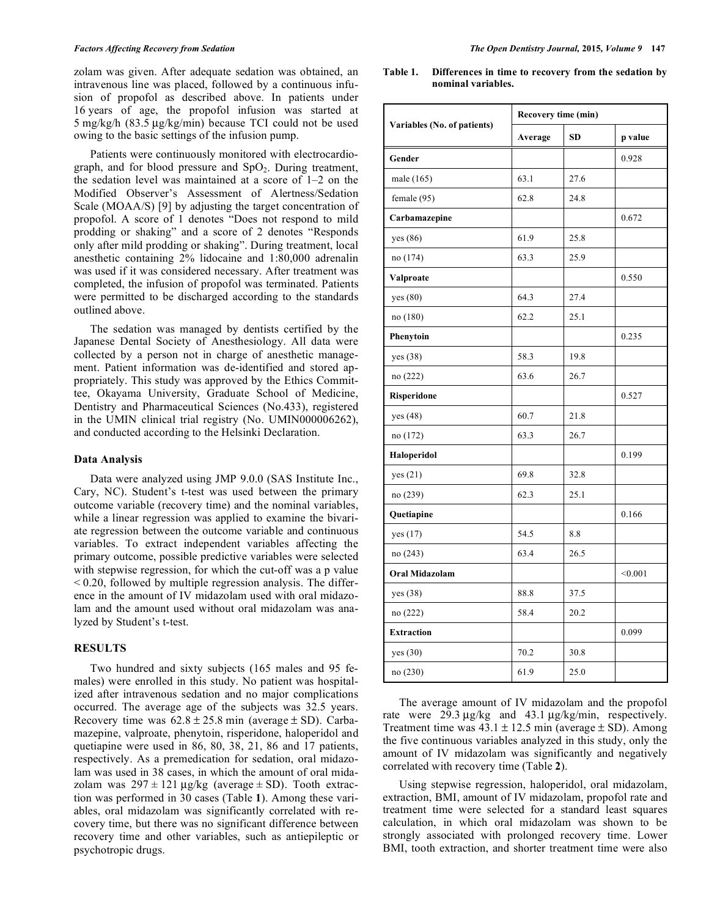zolam was given. After adequate sedation was obtained, an intravenous line was placed, followed by a continuous infusion of propofol as described above. In patients under 16 years of age, the propofol infusion was started at 5 mg/kg/h (83.5 µg/kg/min) because TCI could not be used owing to the basic settings of the infusion pump.

Patients were continuously monitored with electrocardiograph, and for blood pressure and $SpO_2$. During treatment, the sedation level was maintained at a score of 1–2 on the Modified Observer's Assessment of Alertness/Sedation Scale (MOAA/S) [9] by adjusting the target concentration of propofol. A score of 1 denotes "Does not respond to mild prodding or shaking" and a score of 2 denotes "Responds only after mild prodding or shaking". During treatment, local anesthetic containing 2% lidocaine and 1:80,000 adrenalin was used if it was considered necessary. After treatment was completed, the infusion of propofol was terminated. Patients were permitted to be discharged according to the standards outlined above.

The sedation was managed by dentists certified by the Japanese Dental Society of Anesthesiology. All data were collected by a person not in charge of anesthetic management. Patient information was de-identified and stored appropriately. This study was approved by the Ethics Committee, Okayama University, Graduate School of Medicine, Dentistry and Pharmaceutical Sciences (No.433), registered in the UMIN clinical trial registry (No. UMIN000006262), and conducted according to the Helsinki Declaration.

### Data Analysis

Data were analyzed using JMP 9.0.0 (SAS Institute Inc., Cary, NC). Student's t-test was used between the primary outcome variable (recovery time) and the nominal variables, while a linear regression was applied to examine the bivariate regression between the outcome variable and continuous variables. To extract independent variables affecting the primary outcome, possible predictive variables were selected with stepwise regression, for which the cut-off was a p value $< 0.20$, followed by multiple regression analysis. The difference in the amount of IV midazolam used with oral midazolam and the amount used without oral midazolam was analyzed by Student's t-test.

## RESULTS

Two hundred and sixty subjects (165 males and 95 females) were enrolled in this study. No patient was hospitalized after intravenous sedation and no major complications occurred. The average age of the subjects was 32.5 years. Recovery time was 62.8 ± 25.8 min (average ± SD). Carbamazepine, valproate, phenytoin, risperidone, haloperidol and quetiapine were used in 86, 80, 38, 21, 86 and 17 patients, respectively. As a premedication for sedation, oral midazolam was used in 38 cases, in which the amount of oral midazolam was 297 ± 121 µg/kg (average ± SD). Tooth extraction was performed in 30 cases (Table **1**). Among these variables, oral midazolam was significantly correlated with recovery time, but there was no significant difference between recovery time and other variables, such as antiepileptic or psychotropic drugs.

**Table 1. Differences in time to recovery from the sedation by nominal variables.**

| Variables (No. of patients) | Recovery time (min) | | |
|---|---|---|---|
| | Average | SD | p value |
| **Gender** | | | 0.928 |
| male (165) | 63.1 | 27.6 | |
| female (95) | 62.8 | 24.8 | |
| **Carbamazepine** | | | 0.672 |
| yes (86) | 61.9 | 25.8 | |
| no (174) | 63.3 | 25.9 | |
| **Valproate** | | | 0.550 |
| yes (80) | 64.3 | 27.4 | |
| no (180) | 62.2 | 25.1 | |
| **Phenytoin** | | | 0.235 |
| yes (38) | 58.3 | 19.8 | |
| no (222) | 63.6 | 26.7 | |
| **Risperidone** | | | 0.527 |
| yes (48) | 60.7 | 21.8 | |
| no (172) | 63.3 | 26.7 | |
| **Haloperidol** | | | 0.199 |
| yes (21) | 69.8 | 32.8 | |
| no (239) | 62.3 | 25.1 | |
| **Quetiapine** | | | 0.166 |
| yes (17) | 54.5 | 8.8 | |
| no (243) | 63.4 | 26.5 | |
| **Oral Midazolam** | | | <0.001 |
| yes (38) | 88.8 | 37.5 | |
| no (222) | 58.4 | 20.2 | |
| **Extraction** | | | 0.099 |
| yes (30) | 70.2 | 30.8 | |
| no (230) | 61.9 | 25.0 | |

The average amount of IV midazolam and the propofol rate were 29.3 µg/kg and 43.1 µg/kg/min, respectively. Treatment time was 43.1 ± 12.5 min (average ± SD). Among the five continuous variables analyzed in this study, only the amount of IV midazolam was significantly and negatively correlated with recovery time (Table **2**).

Using stepwise regression, haloperidol, oral midazolam, extraction, BMI, amount of IV midazolam, propofol rate and treatment time were selected for a standard least squares calculation, in which oral midazolam was shown to be strongly associated with prolonged recovery time. Lower BMI, tooth extraction, and shorter treatment time were also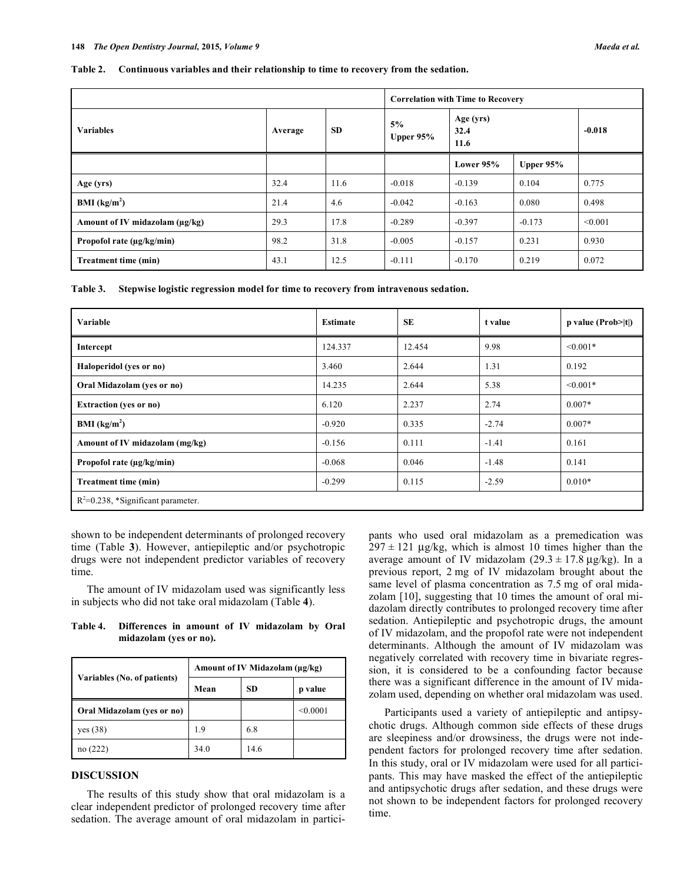**Table 2. Continuous variables and their relationship to time to recovery from the sedation.**

| Variables | Average | SD | Correlation with Time to Recovery | | | |
|---|---|---|---|---|---|---|
| | | | 5% Upper 95% | Age (yrs) 32.4 11.6 | | -0.018 |
| | | | | Lower 95% | Upper 95% | |
| Age (yrs) | 32.4 | 11.6 | -0.018 | -0.139 | 0.104 | 0.775 |
| BMI (kg/m$^2$) | 21.4 | 4.6 | -0.042 | -0.163 | 0.080 | 0.498 |
| Amount of IV midazolam (μg/kg) | 29.3 | 17.8 | -0.289 | -0.397 | -0.173 | <0.001 |
| Propofol rate (μg/kg/min) | 98.2 | 31.8 | -0.005 | -0.157 | 0.231 | 0.930 |
| Treatment time (min) | 43.1 | 12.5 | -0.111 | -0.170 | 0.219 | 0.072 |

**Table 3. Stepwise logistic regression model for time to recovery from intravenous sedation.**

| Variable | Estimate | SE | t value | p value (Prob>\|t\|) |
|---|---|---|---|---|
| Intercept | 124.337 | 12.454 | 9.98 | <0.001* |
| Haloperidol (yes or no) | 3.460 | 2.644 | 1.31 | 0.192 |
| Oral Midazolam (yes or no) | 14.235 | 2.644 | 5.38 | <0.001* |
| Extraction (yes or no) | 6.120 | 2.237 | 2.74 | 0.007* |
| BMI (kg/m$^2$) | -0.920 | 0.335 | -2.74 | 0.007* |
| Amount of IV midazolam (mg/kg) | -0.156 | 0.111 | -1.41 | 0.161 |
| Propofol rate (μg/kg/min) | -0.068 | 0.046 | -1.48 | 0.141 |
| Treatment time (min) | -0.299 | 0.115 | -2.59 | 0.010* |

$R^2$=0.238, *Significant parameter.

shown to be independent determinants of prolonged recovery time (Table **3**). However, antiepileptic and/or psychotropic drugs were not independent predictor variables of recovery time.

The amount of IV midazolam used was significantly less in subjects who did not take oral midazolam (Table **4**).

**Table 4. Differences in amount of IV midazolam by Oral midazolam (yes or no).**

| Variables (No. of patients) | Amount of IV Midazolam (μg/kg) | | |
|---|---|---|---|
| | Mean | SD | p value |
| Oral Midazolam (yes or no) | | | <0.0001 |
| yes (38) | 1.9 | 6.8 | |
| no (222) | 34.0 | 14.6 | |

## DISCUSSION

The results of this study show that oral midazolam is a clear independent predictor of prolonged recovery time after sedation. The average amount of oral midazolam in participants who used oral midazolam as a premedication was 297 ± 121 μg/kg, which is almost 10 times higher than the average amount of IV midazolam (29.3 ± 17.8 μg/kg). In a previous report, 2 mg of IV midazolam brought about the same level of plasma concentration as 7.5 mg of oral midazolam [10], suggesting that 10 times the amount of oral midazolam directly contributes to prolonged recovery time after sedation. Antiepileptic and psychotropic drugs, the amount of IV midazolam, and the propofol rate were not independent determinants. Although the amount of IV midazolam was negatively correlated with recovery time in bivariate regression, it is considered to be a confounding factor because there was a significant difference in the amount of IV midazolam used, depending on whether oral midazolam was used.

Participants used a variety of antiepileptic and antipsychotic drugs. Although common side effects of these drugs are sleepiness and/or drowsiness, the drugs were not independent factors for prolonged recovery time after sedation. In this study, oral or IV midazolam were used for all participants. This may have masked the effect of the antiepileptic and antipsychotic drugs after sedation, and these drugs were not shown to be independent factors for prolonged recovery time.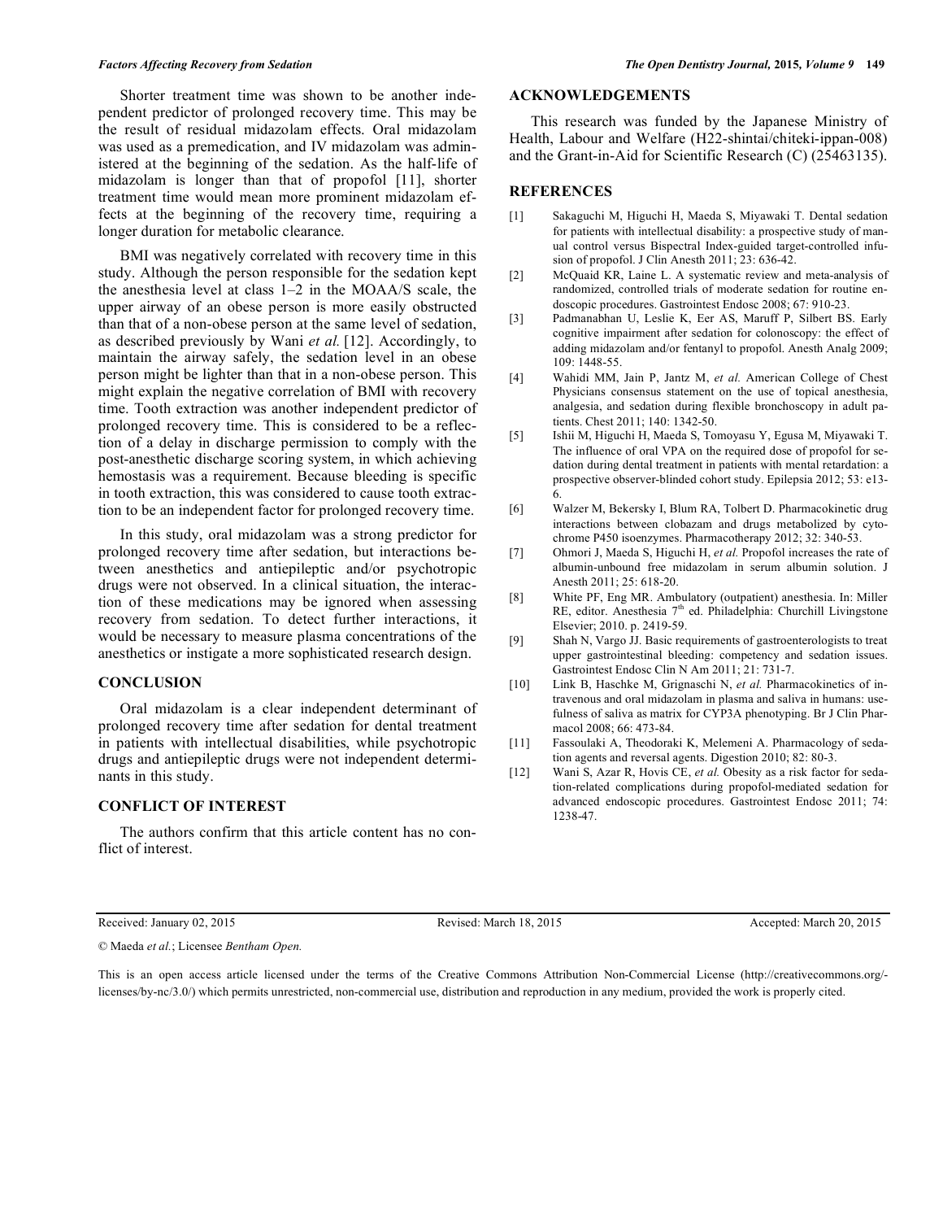Shorter treatment time was shown to be another independent predictor of prolonged recovery time. This may be the result of residual midazolam effects. Oral midazolam was used as a premedication, and IV midazolam was administered at the beginning of the sedation. As the half-life of midazolam is longer than that of propofol [11], shorter treatment time would mean more prominent midazolam effects at the beginning of the recovery time, requiring a longer duration for metabolic clearance.

BMI was negatively correlated with recovery time in this study. Although the person responsible for the sedation kept the anesthesia level at class 1–2 in the MOAA/S scale, the upper airway of an obese person is more easily obstructed than that of a non-obese person at the same level of sedation, as described previously by Wani *et al.* [12]. Accordingly, to maintain the airway safely, the sedation level in an obese person might be lighter than that in a non-obese person. This might explain the negative correlation of BMI with recovery time. Tooth extraction was another independent predictor of prolonged recovery time. This is considered to be a reflection of a delay in discharge permission to comply with the post-anesthetic discharge scoring system, in which achieving hemostasis was a requirement. Because bleeding is specific in tooth extraction, this was considered to cause tooth extraction to be an independent factor for prolonged recovery time.

In this study, oral midazolam was a strong predictor for prolonged recovery time after sedation, but interactions between anesthetics and antiepileptic and/or psychotropic drugs were not observed. In a clinical situation, the interaction of these medications may be ignored when assessing recovery from sedation. To detect further interactions, it would be necessary to measure plasma concentrations of the anesthetics or instigate a more sophisticated research design.

## CONCLUSION

Oral midazolam is a clear independent determinant of prolonged recovery time after sedation for dental treatment in patients with intellectual disabilities, while psychotropic drugs and antiepileptic drugs were not independent determinants in this study.

## CONFLICT OF INTEREST

The authors confirm that this article content has no conflict of interest.

## ACKNOWLEDGEMENTS

This research was funded by the Japanese Ministry of Health, Labour and Welfare (H22-shintai/chiteki-ippan-008) and the Grant-in-Aid for Scientific Research (C) (25463135).

## REFERENCES

[1] Sakaguchi M, Higuchi H, Maeda S, Miyawaki T. Dental sedation for patients with intellectual disability: a prospective study of manual control versus Bispectral Index-guided target-controlled infusion of propofol. J Clin Anesth 2011; 23: 636-42.

[2] McQuaid KR, Laine L. A systematic review and meta-analysis of randomized, controlled trials of moderate sedation for routine endoscopic procedures. Gastrointest Endosc 2008; 67: 910-23.

[3] Padmanabhan U, Leslie K, Eer AS, Maruff P, Silbert BS. Early cognitive impairment after sedation for colonoscopy: the effect of adding midazolam and/or fentanyl to propofol. Anesth Analg 2009; 109: 1448-55.

[4] Wahidi MM, Jain P, Jantz M, *et al.* American College of Chest Physicians consensus statement on the use of topical anesthesia, analgesia, and sedation during flexible bronchoscopy in adult patients. Chest 2011; 140: 1342-50.

[5] Ishii M, Higuchi H, Maeda S, Tomoyasu Y, Egusa M, Miyawaki T. The influence of oral VPA on the required dose of propofol for sedation during dental treatment in patients with mental retardation: a prospective observer-blinded cohort study. Epilepsia 2012; 53: e13-6.

[6] Walzer M, Bekersky I, Blum RA, Tolbert D. Pharmacokinetic drug interactions between clobazam and drugs metabolized by cytochrome P450 isoenzymes. Pharmacotherapy 2012; 32: 340-53.

[7] Ohmori J, Maeda S, Higuchi H, *et al.* Propofol increases the rate of albumin-unbound free midazolam in serum albumin solution. J Anesth 2011; 25: 618-20.

[8] White PF, Eng MR. Ambulatory (outpatient) anesthesia. In: Miller RE, editor. Anesthesia 7th ed. Philadelphia: Churchill Livingstone Elsevier; 2010. p. 2419-59.

[9] Shah N, Vargo JJ. Basic requirements of gastroenterologists to treat upper gastrointestinal bleeding: competency and sedation issues. Gastrointest Endosc Clin N Am 2011; 21: 731-7.

[10] Link B, Haschke M, Grignaschi N, *et al.* Pharmacokinetics of intravenous and oral midazolam in plasma and saliva in humans: usefulness of saliva as matrix for CYP3A phenotyping. Br J Clin Pharmacol 2008; 66: 473-84.

[11] Fassoulaki A, Theodoraki K, Melemeni A. Pharmacology of sedation agents and reversal agents. Digestion 2010; 82: 80-3.

[12] Wani S, Azar R, Hovis CE, *et al.* Obesity as a risk factor for sedation-related complications during propofol-mediated sedation for advanced endoscopic procedures. Gastrointest Endosc 2011; 74: 1238-47.

Received: January 02, 2015 Revised: March 18, 2015 Accepted: March 20, 2015

© Maeda *et al.*; Licensee *Bentham Open.*

This is an open access article licensed under the terms of the Creative Commons Attribution Non-Commercial License (http://creativecommons.org/-licenses/by-nc/3.0/) which permits unrestricted, non-commercial use, distribution and reproduction in any medium, provided the work is properly cited.